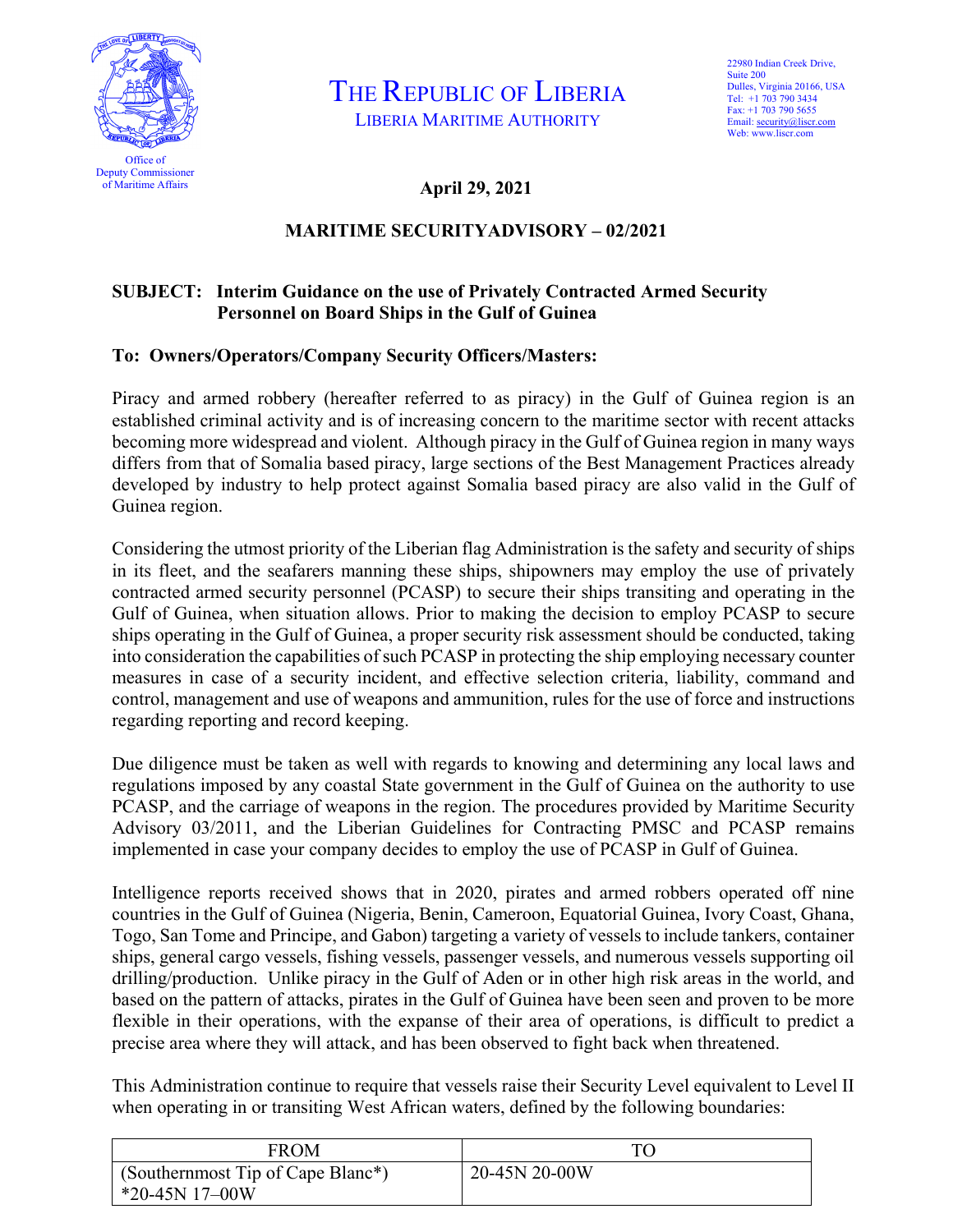Office of
Deputy Commissioner
of Maritime Affairs

# THE REPUBLIC OF LIBERIA

LIBERIA MARITIME AUTHORITY

22980 Indian Creek Drive,
Suite 200
Dulles, Virginia 20166, USA
Tel: +1 703 790 3434
Fax: +1 703 790 5655
Email: security@liscr.com
Web: www.liscr.com

**April 29, 2021**

## MARITIME SECURITYADVISORY – 02/2021

**SUBJECT: Interim Guidance on the use of Privately Contracted Armed Security Personnel on Board Ships in the Gulf of Guinea**

**To: Owners/Operators/Company Security Officers/Masters:**

Piracy and armed robbery (hereafter referred to as piracy) in the Gulf of Guinea region is an established criminal activity and is of increasing concern to the maritime sector with recent attacks becoming more widespread and violent. Although piracy in the Gulf of Guinea region in many ways differs from that of Somalia based piracy, large sections of the Best Management Practices already developed by industry to help protect against Somalia based piracy are also valid in the Gulf of Guinea region.

Considering the utmost priority of the Liberian flag Administration is the safety and security of ships in its fleet, and the seafarers manning these ships, shipowners may employ the use of privately contracted armed security personnel (PCASP) to secure their ships transiting and operating in the Gulf of Guinea, when situation allows. Prior to making the decision to employ PCASP to secure ships operating in the Gulf of Guinea, a proper security risk assessment should be conducted, taking into consideration the capabilities of such PCASP in protecting the ship employing necessary counter measures in case of a security incident, and effective selection criteria, liability, command and control, management and use of weapons and ammunition, rules for the use of force and instructions regarding reporting and record keeping.

Due diligence must be taken as well with regards to knowing and determining any local laws and regulations imposed by any coastal State government in the Gulf of Guinea on the authority to use PCASP, and the carriage of weapons in the region. The procedures provided by Maritime Security Advisory 03/2011, and the Liberian Guidelines for Contracting PMSC and PCASP remains implemented in case your company decides to employ the use of PCASP in Gulf of Guinea.

Intelligence reports received shows that in 2020, pirates and armed robbers operated off nine countries in the Gulf of Guinea (Nigeria, Benin, Cameroon, Equatorial Guinea, Ivory Coast, Ghana, Togo, San Tome and Principe, and Gabon) targeting a variety of vessels to include tankers, container ships, general cargo vessels, fishing vessels, passenger vessels, and numerous vessels supporting oil drilling/production. Unlike piracy in the Gulf of Aden or in other high risk areas in the world, and based on the pattern of attacks, pirates in the Gulf of Guinea have been seen and proven to be more flexible in their operations, with the expanse of their area of operations, is difficult to predict a precise area where they will attack, and has been observed to fight back when threatened.

This Administration continue to require that vessels raise their Security Level equivalent to Level II when operating in or transiting West African waters, defined by the following boundaries:

| FROM | TO |
|---|---|
| (Southernmost Tip of Cape Blanc*) *20-45N 17–00W | 20-45N 20-00W |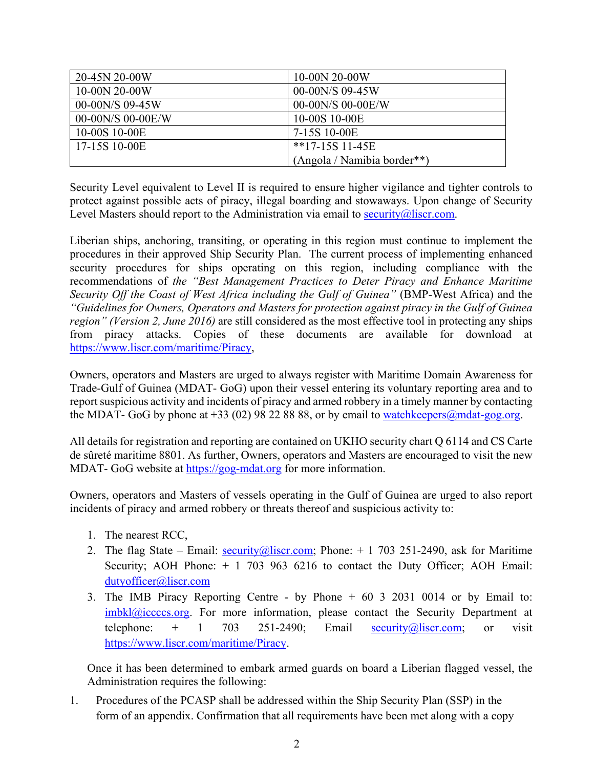| 20-45N 20-00W | 10-00N 20-00W |
|---|---|
| 10-00N 20-00W | 00-00N/S 09-45W |
| 00-00N/S 09-45W | 00-00N/S 00-00E/W |
| 00-00N/S 00-00E/W | 10-00S 10-00E |
| 10-00S 10-00E | 7-15S 10-00E |
| 17-15S 10-00E | **17-15S 11-45E (Angola / Namibia border**) |

Security Level equivalent to Level II is required to ensure higher vigilance and tighter controls to protect against possible acts of piracy, illegal boarding and stowaways. Upon change of Security Level Masters should report to the Administration via email to security@liscr.com.

Liberian ships, anchoring, transiting, or operating in this region must continue to implement the procedures in their approved Ship Security Plan. The current process of implementing enhanced security procedures for ships operating on this region, including compliance with the recommendations of *the "Best Management Practices to Deter Piracy and Enhance Maritime Security Off the Coast of West Africa including the Gulf of Guinea"* (BMP-West Africa) and the *"Guidelines for Owners, Operators and Masters for protection against piracy in the Gulf of Guinea region" (Version 2, June 2016)* are still considered as the most effective tool in protecting any ships from piracy attacks. Copies of these documents are available for download at https://www.liscr.com/maritime/Piracy,

Owners, operators and Masters are urged to always register with Maritime Domain Awareness for Trade-Gulf of Guinea (MDAT- GoG) upon their vessel entering its voluntary reporting area and to report suspicious activity and incidents of piracy and armed robbery in a timely manner by contacting the MDAT- GoG by phone at +33 (02) 98 22 88 88, or by email to watchkeepers@mdat-gog.org.

All details for registration and reporting are contained on UKHO security chart Q 6114 and CS Carte de sûreté maritime 8801. As further, Owners, operators and Masters are encouraged to visit the new MDAT- GoG website at https://gog-mdat.org for more information.

Owners, operators and Masters of vessels operating in the Gulf of Guinea are urged to also report incidents of piracy and armed robbery or threats thereof and suspicious activity to:

1. The nearest RCC,
2. The flag State – Email: security@liscr.com; Phone: + 1 703 251-2490, ask for Maritime Security; AOH Phone: + 1 703 963 6216 to contact the Duty Officer; AOH Email: dutyofficer@liscr.com
3. The IMB Piracy Reporting Centre - by Phone + 60 3 2031 0014 or by Email to: imbkl@icccs.org. For more information, please contact the Security Department at telephone: + 1 703 251-2490; Email security@liscr.com; or visit https://www.liscr.com/maritime/Piracy.

Once it has been determined to embark armed guards on board a Liberian flagged vessel, the Administration requires the following:

1. Procedures of the PCASP shall be addressed within the Ship Security Plan (SSP) in the form of an appendix. Confirmation that all requirements have been met along with a copy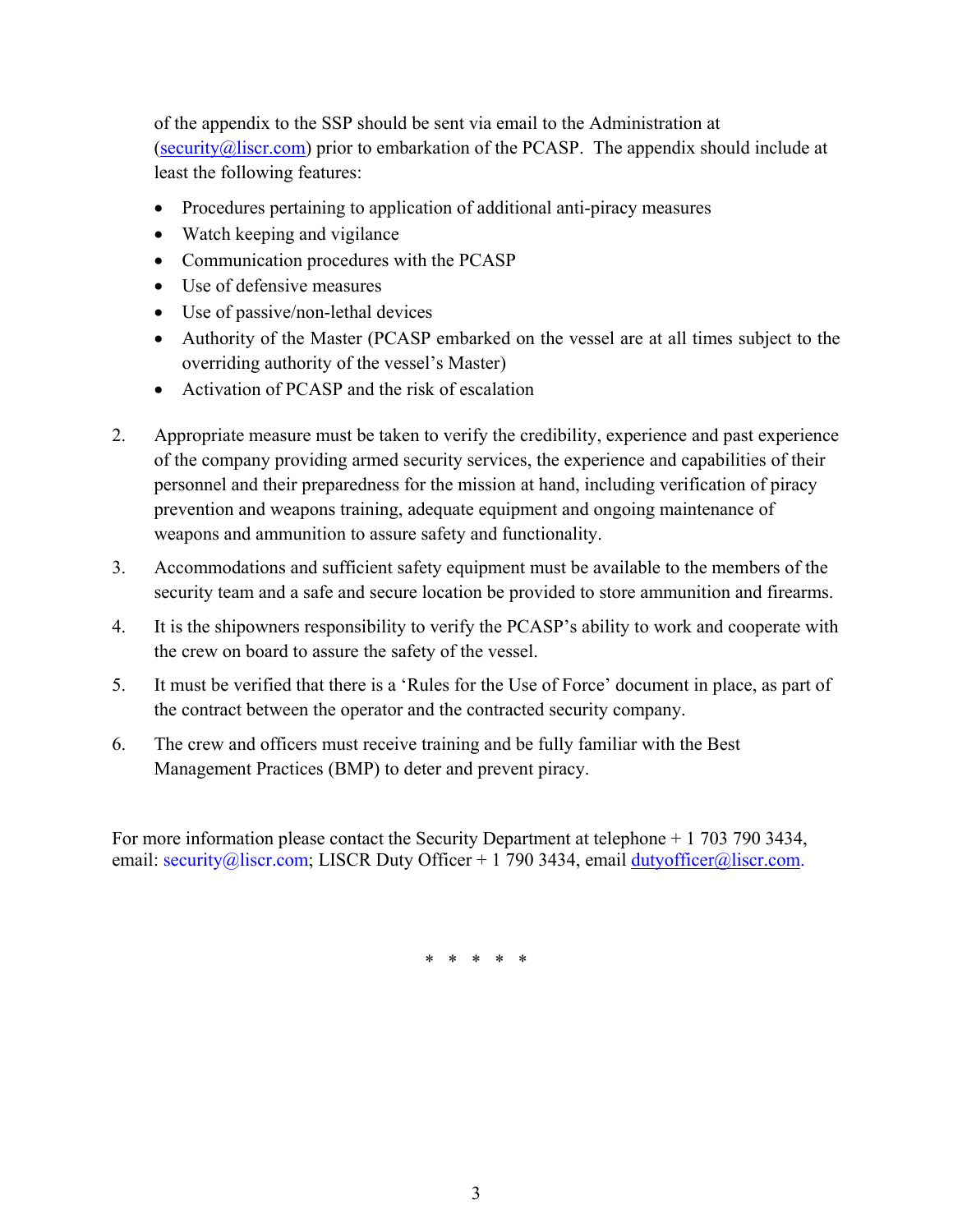of the appendix to the SSP should be sent via email to the Administration at (security@liscr.com) prior to embarkation of the PCASP. The appendix should include at least the following features:

- Procedures pertaining to application of additional anti-piracy measures
- Watch keeping and vigilance
- Communication procedures with the PCASP
- Use of defensive measures
- Use of passive/non-lethal devices
- Authority of the Master (PCASP embarked on the vessel are at all times subject to the overriding authority of the vessel's Master)
- Activation of PCASP and the risk of escalation

2. Appropriate measure must be taken to verify the credibility, experience and past experience of the company providing armed security services, the experience and capabilities of their personnel and their preparedness for the mission at hand, including verification of piracy prevention and weapons training, adequate equipment and ongoing maintenance of weapons and ammunition to assure safety and functionality.

3. Accommodations and sufficient safety equipment must be available to the members of the security team and a safe and secure location be provided to store ammunition and firearms.

4. It is the shipowners responsibility to verify the PCASP's ability to work and cooperate with the crew on board to assure the safety of the vessel.

5. It must be verified that there is a 'Rules for the Use of Force' document in place, as part of the contract between the operator and the contracted security company.

6. The crew and officers must receive training and be fully familiar with the Best Management Practices (BMP) to deter and prevent piracy.

For more information please contact the Security Department at telephone + 1 703 790 3434, email: security@liscr.com; LISCR Duty Officer + 1 790 3434, email dutyofficer@liscr.com.

\* \* \* \* \*